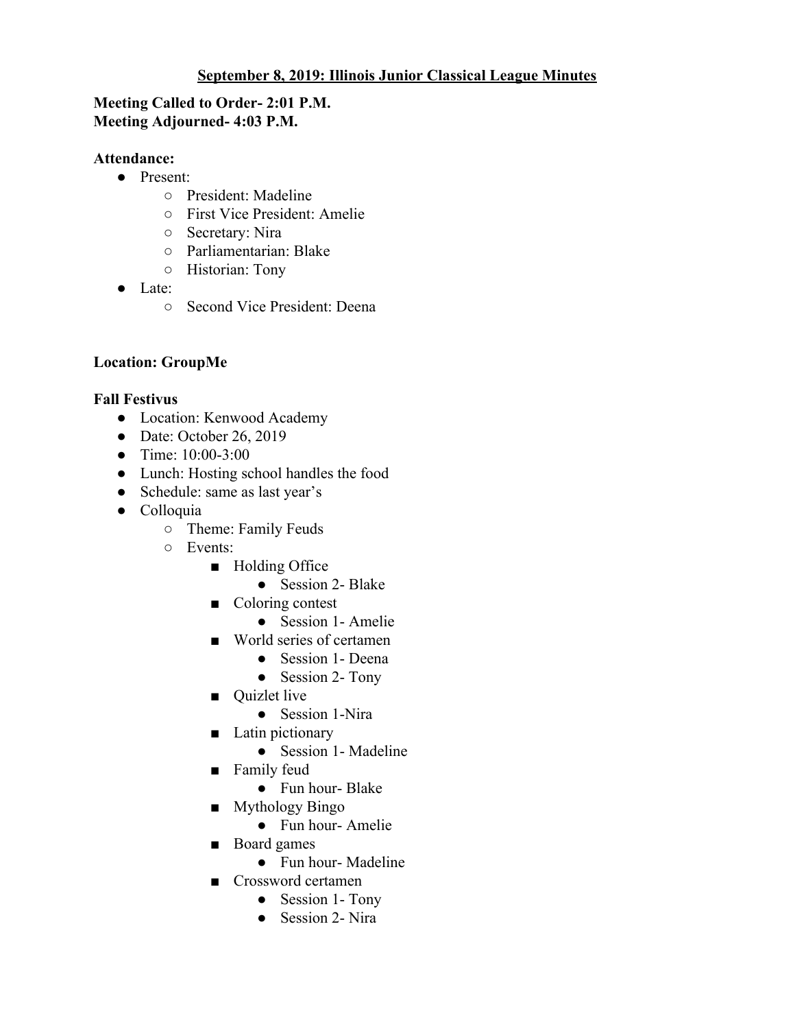# September 8, 2019: Illinois Junior Classical League Minutes

**Meeting Called to Order- 2:01 P.M.**
**Meeting Adjourned- 4:03 P.M.**

**Attendance:**

- Present:
  - President: Madeline
  - First Vice President: Amelie
  - Secretary: Nira
  - Parliamentarian: Blake
  - Historian: Tony
- Late:
  - Second Vice President: Deena

**Location: GroupMe**

**Fall Festivus**

- Location: Kenwood Academy
- Date: October 26, 2019
- Time: 10:00-3:00
- Lunch: Hosting school handles the food
- Schedule: same as last year's
- Colloquia
  - Theme: Family Feuds
  - Events:
    - Holding Office
      - Session 2- Blake
    - Coloring contest
      - Session 1- Amelie
    - World series of certamen
      - Session 1- Deena
      - Session 2- Tony
    - Quizlet live
      - Session 1-Nira
    - Latin pictionary
      - Session 1- Madeline
    - Family feud
      - Fun hour- Blake
    - Mythology Bingo
      - Fun hour- Amelie
    - Board games
      - Fun hour- Madeline
    - Crossword certamen
      - Session 1- Tony
      - Session 2- Nira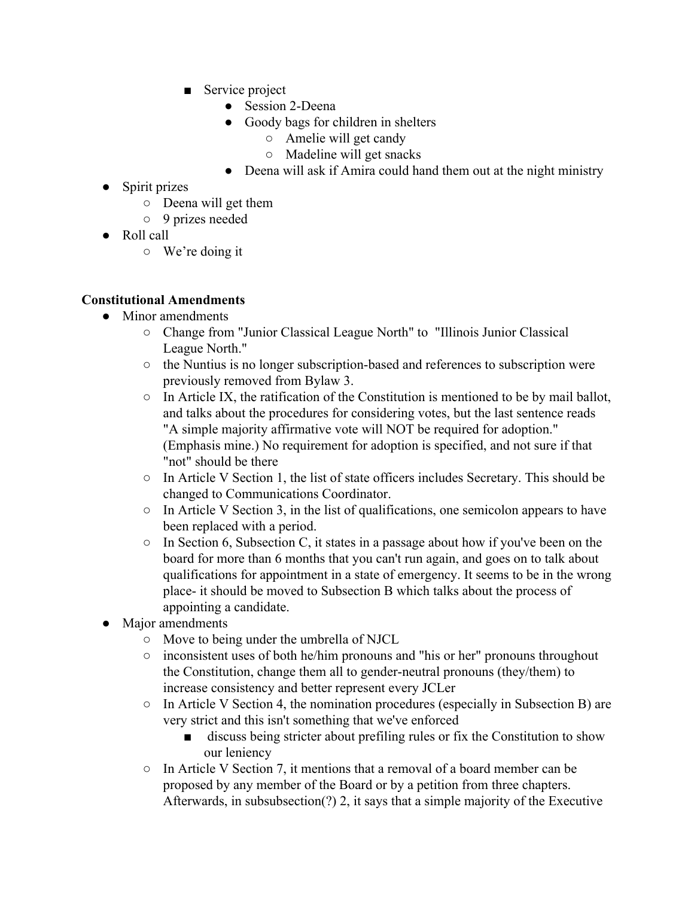- Service project
          - Session 2-Deena
          - Goody bags for children in shelters
            - Amelie will get candy
            - Madeline will get snacks
          - Deena will ask if Amira could hand them out at the night ministry
- Spirit prizes
  - Deena will get them
  - 9 prizes needed
- Roll call
  - We're doing it

**Constitutional Amendments**

- Minor amendments
  - Change from "Junior Classical League North" to "Illinois Junior Classical League North."
  - the Nuntius is no longer subscription-based and references to subscription were previously removed from Bylaw 3.
  - In Article IX, the ratification of the Constitution is mentioned to be by mail ballot, and talks about the procedures for considering votes, but the last sentence reads "A simple majority affirmative vote will NOT be required for adoption." (Emphasis mine.) No requirement for adoption is specified, and not sure if that "not" should be there
  - In Article V Section 1, the list of state officers includes Secretary. This should be changed to Communications Coordinator.
  - In Article V Section 3, in the list of qualifications, one semicolon appears to have been replaced with a period.
  - In Section 6, Subsection C, it states in a passage about how if you've been on the board for more than 6 months that you can't run again, and goes on to talk about qualifications for appointment in a state of emergency. It seems to be in the wrong place- it should be moved to Subsection B which talks about the process of appointing a candidate.
- Major amendments
  - Move to being under the umbrella of NJCL
  - inconsistent uses of both he/him pronouns and "his or her" pronouns throughout the Constitution, change them all to gender-neutral pronouns (they/them) to increase consistency and better represent every JCLer
  - In Article V Section 4, the nomination procedures (especially in Subsection B) are very strict and this isn't something that we've enforced
    - discuss being stricter about prefiling rules or fix the Constitution to show our leniency
  - In Article V Section 7, it mentions that a removal of a board member can be proposed by any member of the Board or by a petition from three chapters. Afterwards, in subsubsection(?) 2, it says that a simple majority of the Executive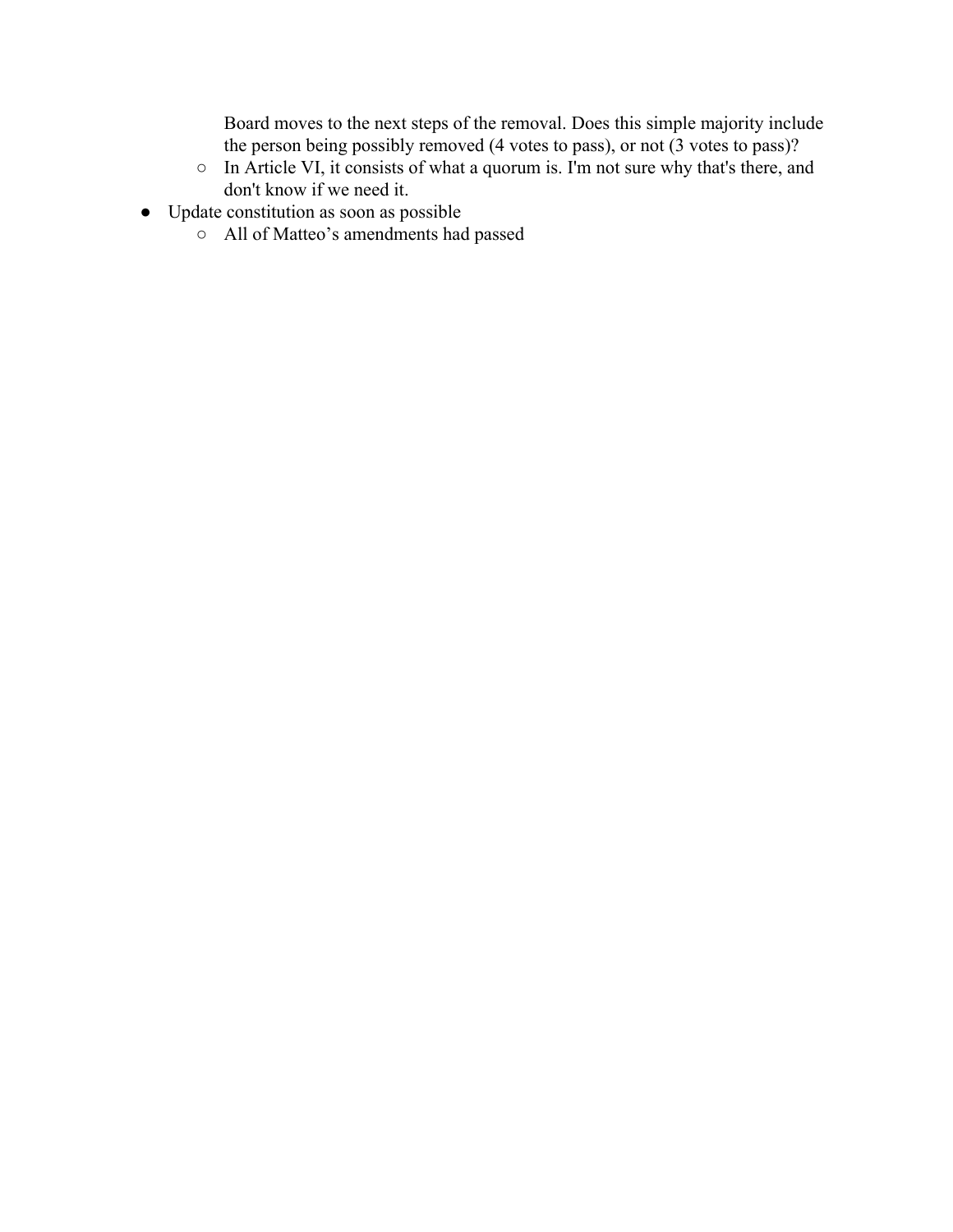Board moves to the next steps of the removal. Does this simple majority include the person being possibly removed (4 votes to pass), or not (3 votes to pass)?
  - In Article VI, it consists of what a quorum is. I'm not sure why that's there, and don't know if we need it.
- Update constitution as soon as possible
  - All of Matteo's amendments had passed